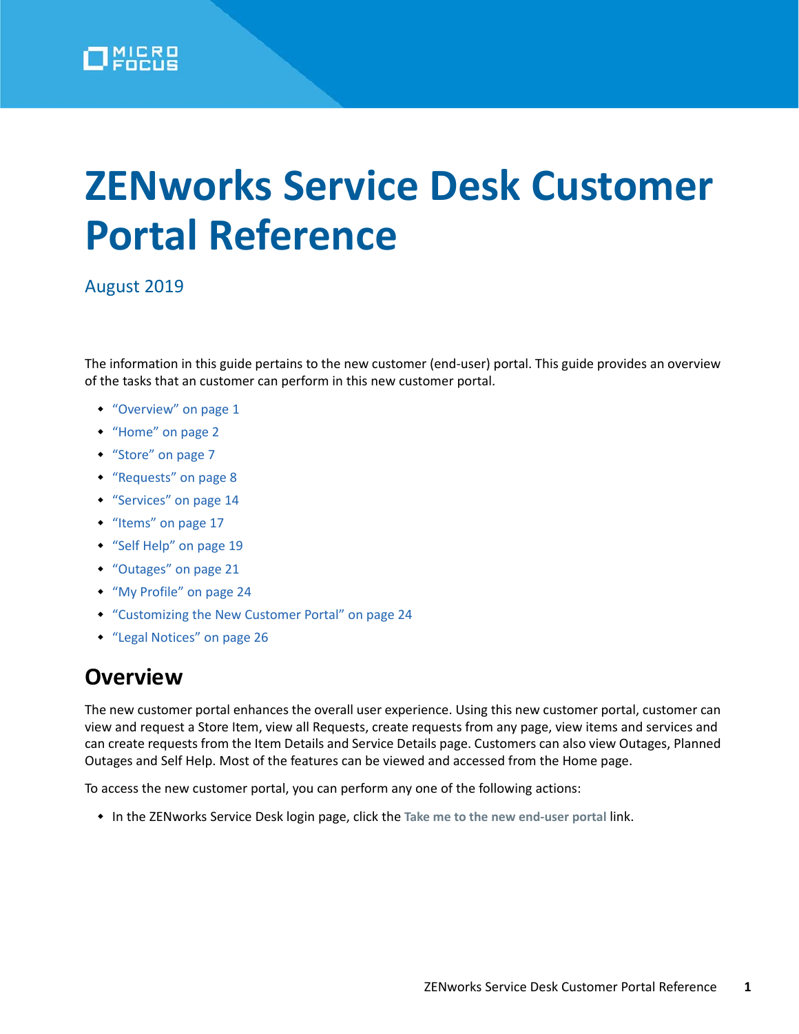# ZENworks Service Desk Customer Portal Reference

August 2019

The information in this guide pertains to the new customer (end-user) portal. This guide provides an overview of the tasks that an customer can perform in this new customer portal.

- "Overview" on page 1
- "Home" on page 2
- "Store" on page 7
- "Requests" on page 8
- "Services" on page 14
- "Items" on page 17
- "Self Help" on page 19
- "Outages" on page 21
- "My Profile" on page 24
- "Customizing the New Customer Portal" on page 24
- "Legal Notices" on page 26

## Overview

The new customer portal enhances the overall user experience. Using this new customer portal, customer can view and request a Store Item, view all Requests, create requests from any page, view items and services and can create requests from the Item Details and Service Details page. Customers can also view Outages, Planned Outages and Self Help. Most of the features can be viewed and accessed from the Home page.

To access the new customer portal, you can perform any one of the following actions:

- In the ZENworks Service Desk login page, click the **Take me to the new end-user portal** link.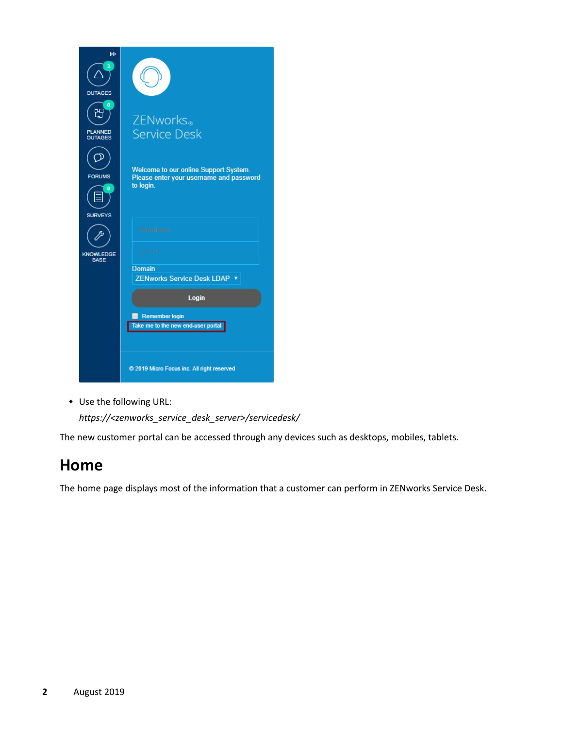- Use the following URL:

  *https://<zenworks_service_desk_server>/servicedesk/*

The new customer portal can be accessed through any devices such as desktops, mobiles, tablets.

## Home

The home page displays most of the information that a customer can perform in ZENworks Service Desk.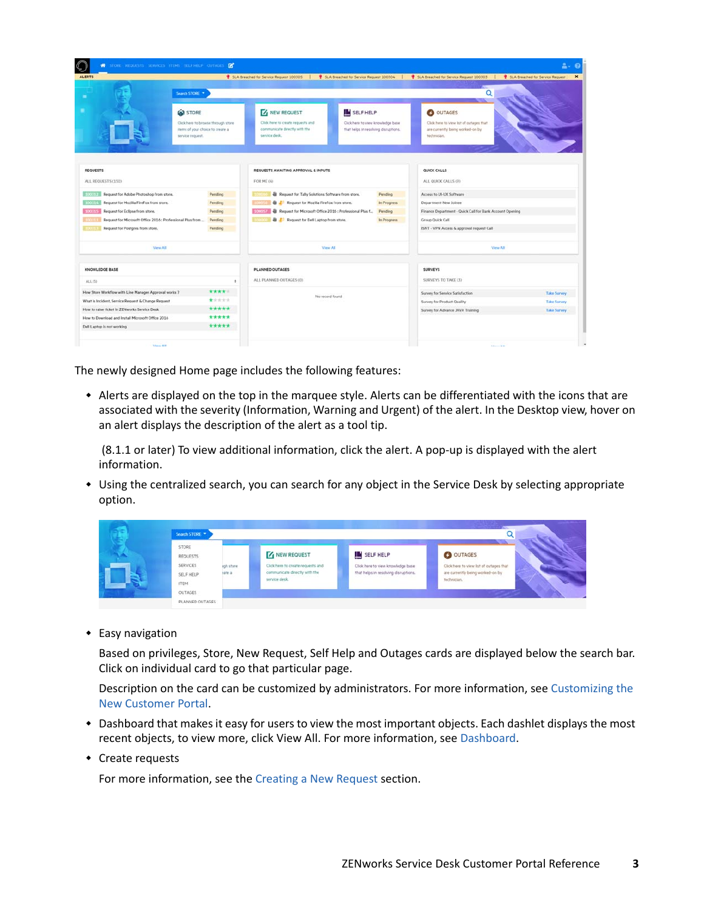The newly designed Home page includes the following features:

- Alerts are displayed on the top in the marquee style. Alerts can be differentiated with the icons that are associated with the severity (Information, Warning and Urgent) of the alert. In the Desktop view, hover on an alert displays the description of the alert as a tool tip.

  (8.1.1 or later) To view additional information, click the alert. A pop-up is displayed with the alert information.
- Using the centralized search, you can search for any object in the Service Desk by selecting appropriate option.
- Easy navigation

  Based on privileges, Store, New Request, Self Help and Outages cards are displayed below the search bar. Click on individual card to go that particular page.

  Description on the card can be customized by administrators. For more information, see Customizing the New Customer Portal.
- Dashboard that makes it easy for users to view the most important objects. Each dashlet displays the most recent objects, to view more, click View All. For more information, see Dashboard.
- Create requests

  For more information, see the Creating a New Request section.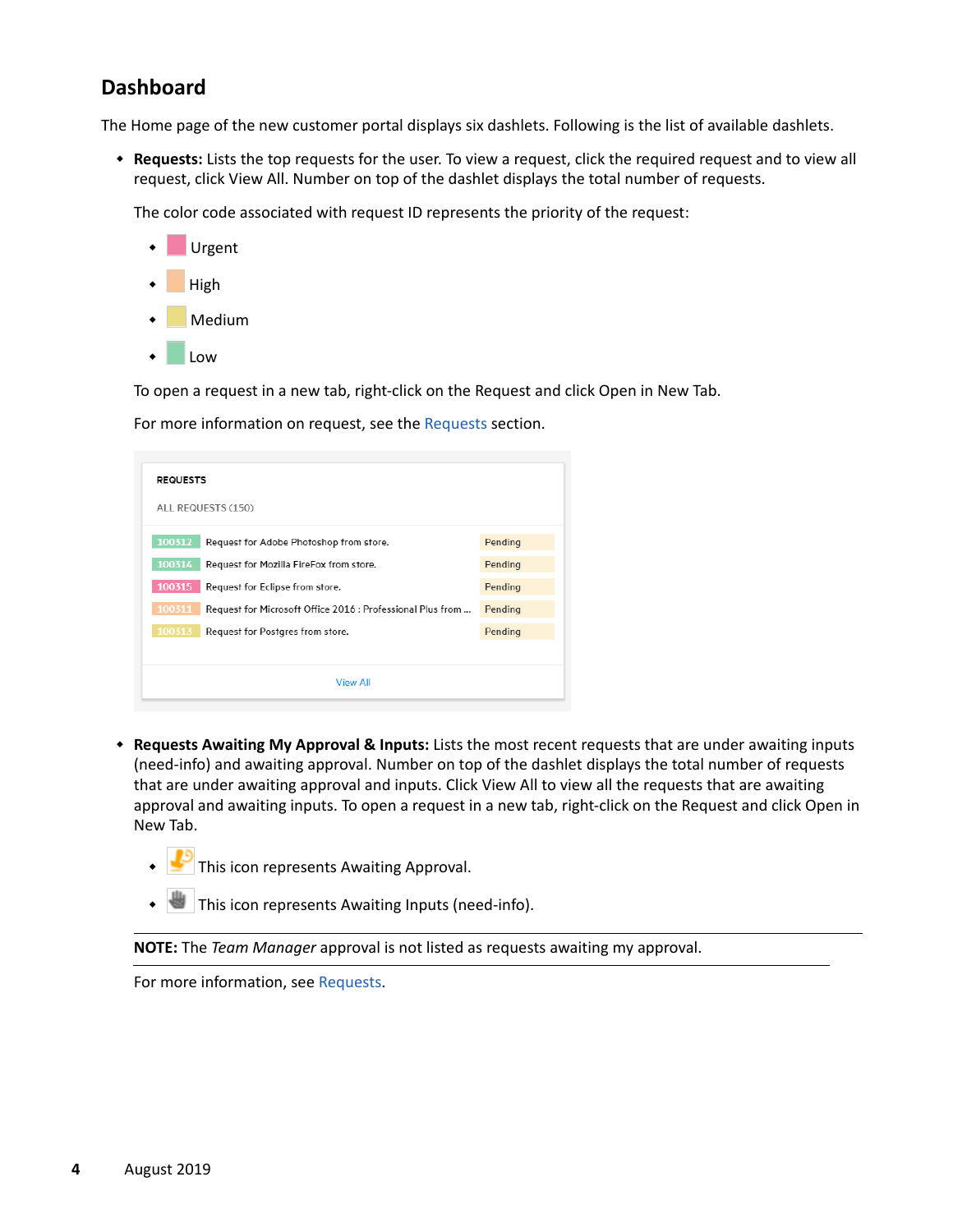## Dashboard

The Home page of the new customer portal displays six dashlets. Following is the list of available dashlets.

- **Requests:** Lists the top requests for the user. To view a request, click the required request and to view all request, click View All. Number on top of the dashlet displays the total number of requests.

  The color code associated with request ID represents the priority of the request:

  - Urgent
  - High
  - Medium
  - Low

  To open a request in a new tab, right-click on the Request and click Open in New Tab.

  For more information on request, see the Requests section.

  REQUESTS

  ALL REQUESTS (150)

  | ID | Request | Status |
  |---|---|---|
  | 100312 | Request for Adobe Photoshop from store. | Pending |
  | 100314 | Request for Mozilla FireFox from store. | Pending |
  | 100315 | Request for Eclipse from store. | Pending |
  | 100311 | Request for Microsoft Office 2016 : Professional Plus from ... | Pending |
  | 100313 | Request for Postgres from store. | Pending |

  View All

- **Requests Awaiting My Approval & Inputs:** Lists the most recent requests that are under awaiting inputs (need-info) and awaiting approval. Number on top of the dashlet displays the total number of requests that are under awaiting approval and inputs. Click View All to view all the requests that are awaiting approval and awaiting inputs. To open a request in a new tab, right-click on the Request and click Open in New Tab.

  - This icon represents Awaiting Approval.
  - This icon represents Awaiting Inputs (need-info).

  **NOTE:** The *Team Manager* approval is not listed as requests awaiting my approval.

  For more information, see Requests.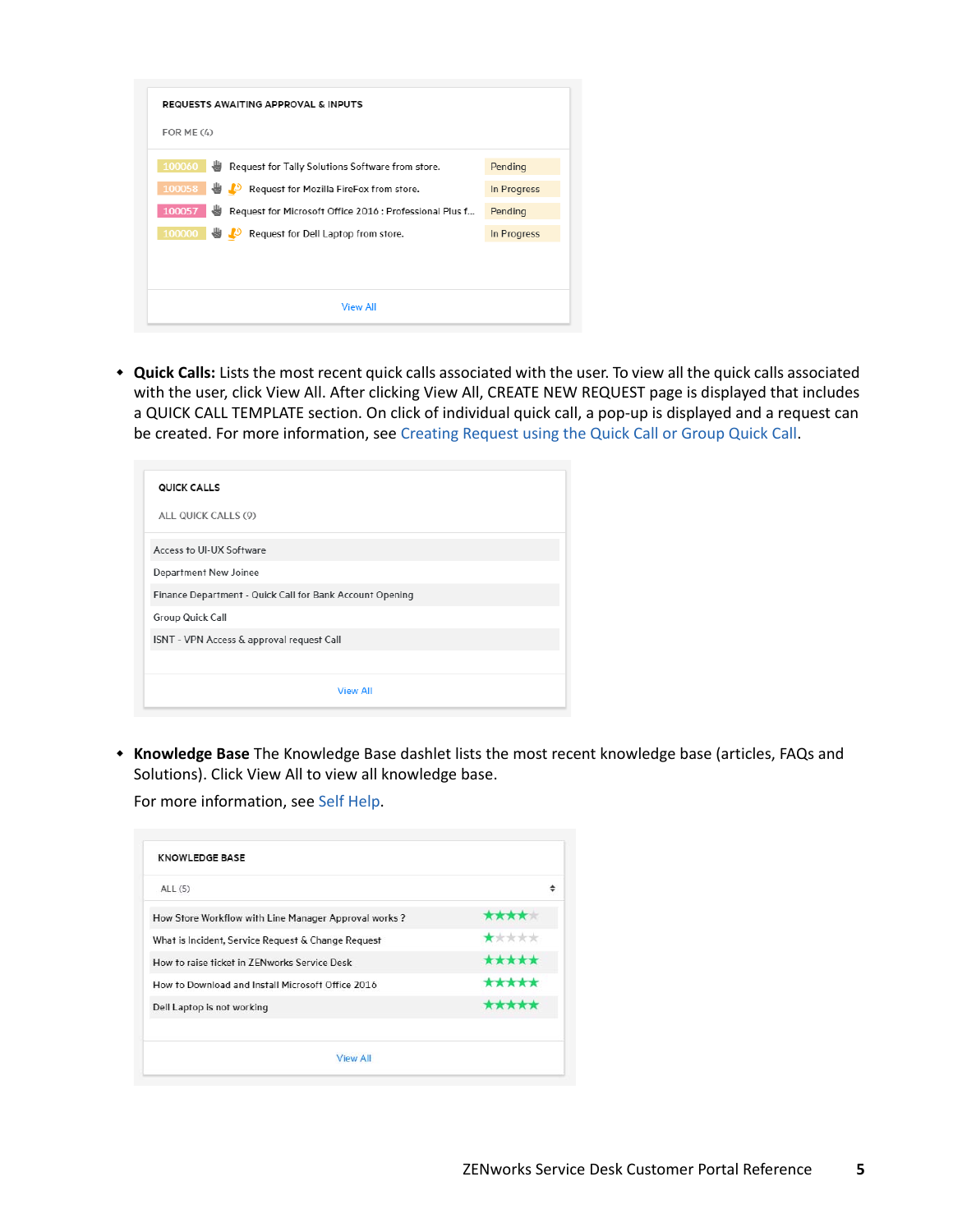REQUESTS AWAITING APPROVAL & INPUTS

FOR ME (4)

| | | |
|---|---|---|
| 100060 | Request for Tally Solutions Software from store. | Pending |
| 100058 | Request for Mozilla FireFox from store. | In Progress |
| 100057 | Request for Microsoft Office 2016 : Professional Plus f... | Pending |
| 100000 | Request for Dell Laptop from store. | In Progress |

View All

- **Quick Calls:** Lists the most recent quick calls associated with the user. To view all the quick calls associated with the user, click View All. After clicking View All, CREATE NEW REQUEST page is displayed that includes a QUICK CALL TEMPLATE section. On click of individual quick call, a pop-up is displayed and a request can be created. For more information, see Creating Request using the Quick Call or Group Quick Call.

QUICK CALLS

ALL QUICK CALLS (9)

- Access to UI-UX Software
- Department New Joinee
- Finance Department - Quick Call for Bank Account Opening
- Group Quick Call
- ISNT - VPN Access & approval request Call

View All

- **Knowledge Base** The Knowledge Base dashlet lists the most recent knowledge base (articles, FAQs and Solutions). Click View All to view all knowledge base.

  For more information, see Self Help.

KNOWLEDGE BASE

ALL (5)

| | |
|---|---|
| How Store Workflow with Line Manager Approval works ? | ★★★★☆ |
| What is Incident, Service Request & Change Request | ★☆☆☆☆ |
| How to raise ticket in ZENworks Service Desk | ★★★★★ |
| How to Download and Install Microsoft Office 2016 | ★★★★★ |
| Dell Laptop is not working | ★★★★★ |

View All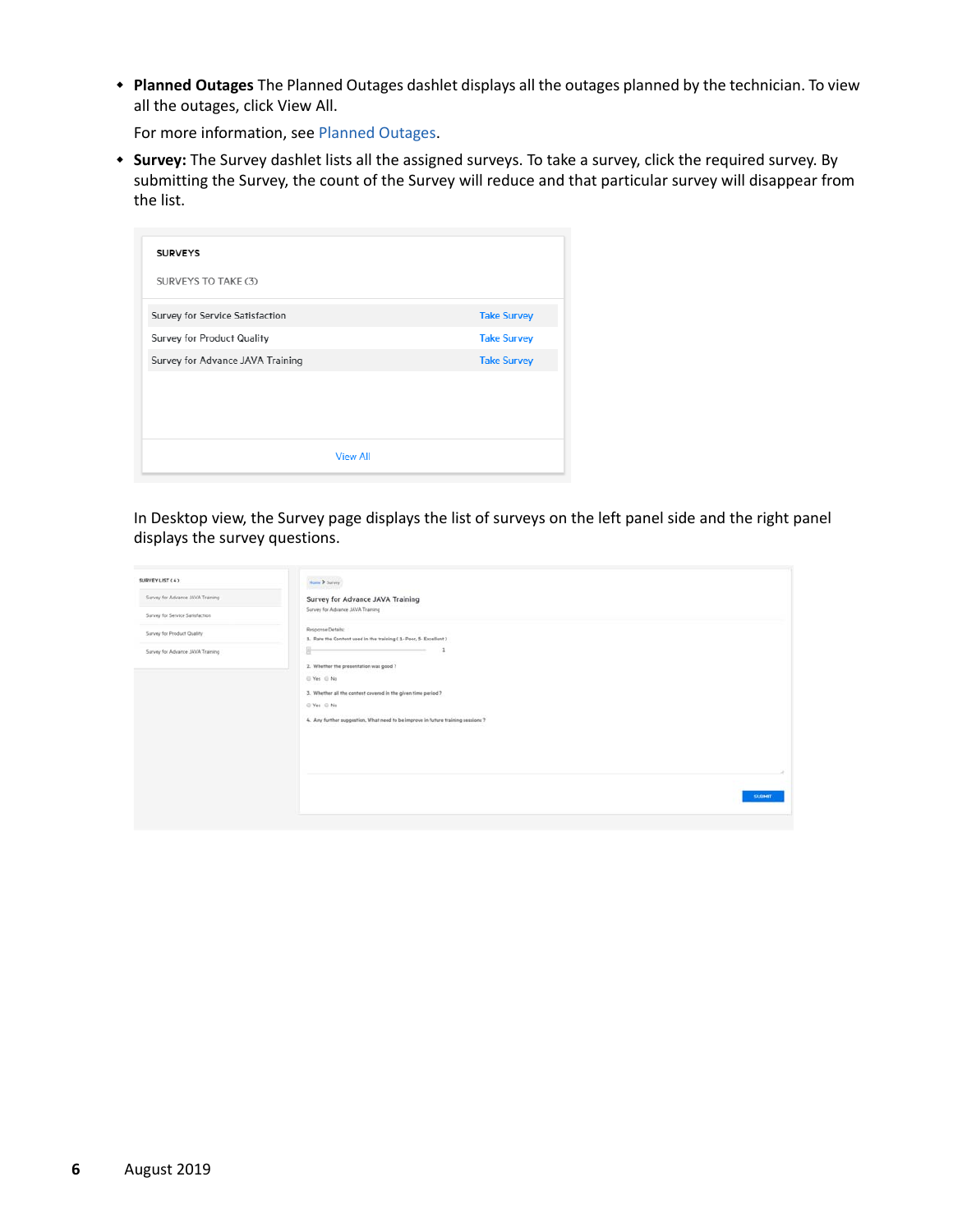- **Planned Outages** The Planned Outages dashlet displays all the outages planned by the technician. To view all the outages, click View All.

  For more information, see Planned Outages.

- **Survey:** The Survey dashlet lists all the assigned surveys. To take a survey, click the required survey. By submitting the Survey, the count of the Survey will reduce and that particular survey will disappear from the list.

  In Desktop view, the Survey page displays the list of surveys on the left panel side and the right panel displays the survey questions.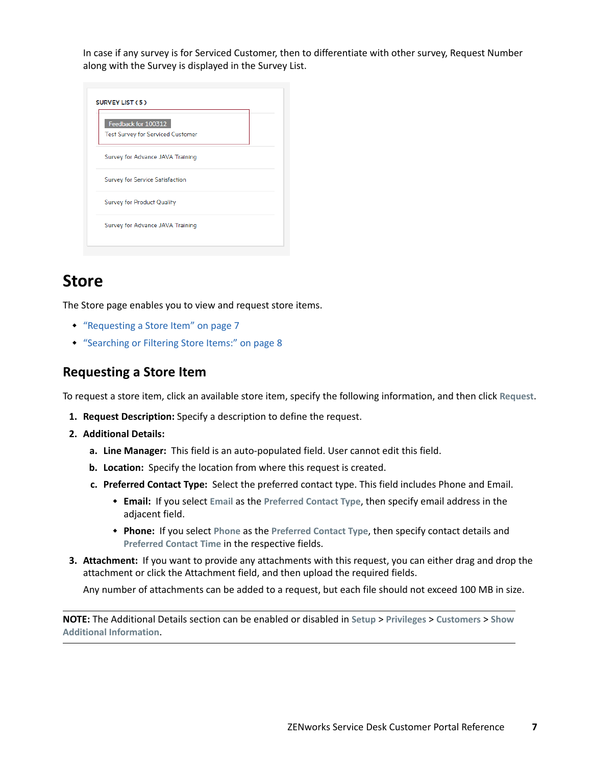In case if any survey is for Serviced Customer, then to differentiate with other survey, Request Number along with the Survey is displayed in the Survey List.

## Store

The Store page enables you to view and request store items.

- "Requesting a Store Item" on page 7
- "Searching or Filtering Store Items:" on page 8

### Requesting a Store Item

To request a store item, click an available store item, specify the following information, and then click **Request**.

1. **Request Description:** Specify a description to define the request.
2. **Additional Details:**
    a. **Line Manager:** This field is an auto-populated field. User cannot edit this field.
    b. **Location:** Specify the location from where this request is created.
    c. **Preferred Contact Type:** Select the preferred contact type. This field includes Phone and Email.
        - **Email:** If you select **Email** as the **Preferred Contact Type**, then specify email address in the adjacent field.
        - **Phone:** If you select **Phone** as the **Preferred Contact Type**, then specify contact details and **Preferred Contact Time** in the respective fields.
3. **Attachment:** If you want to provide any attachments with this request, you can either drag and drop the attachment or click the Attachment field, and then upload the required fields.

    Any number of attachments can be added to a request, but each file should not exceed 100 MB in size.

---

**NOTE:** The Additional Details section can be enabled or disabled in **Setup** > **Privileges** > **Customers** > **Show Additional Information**.

---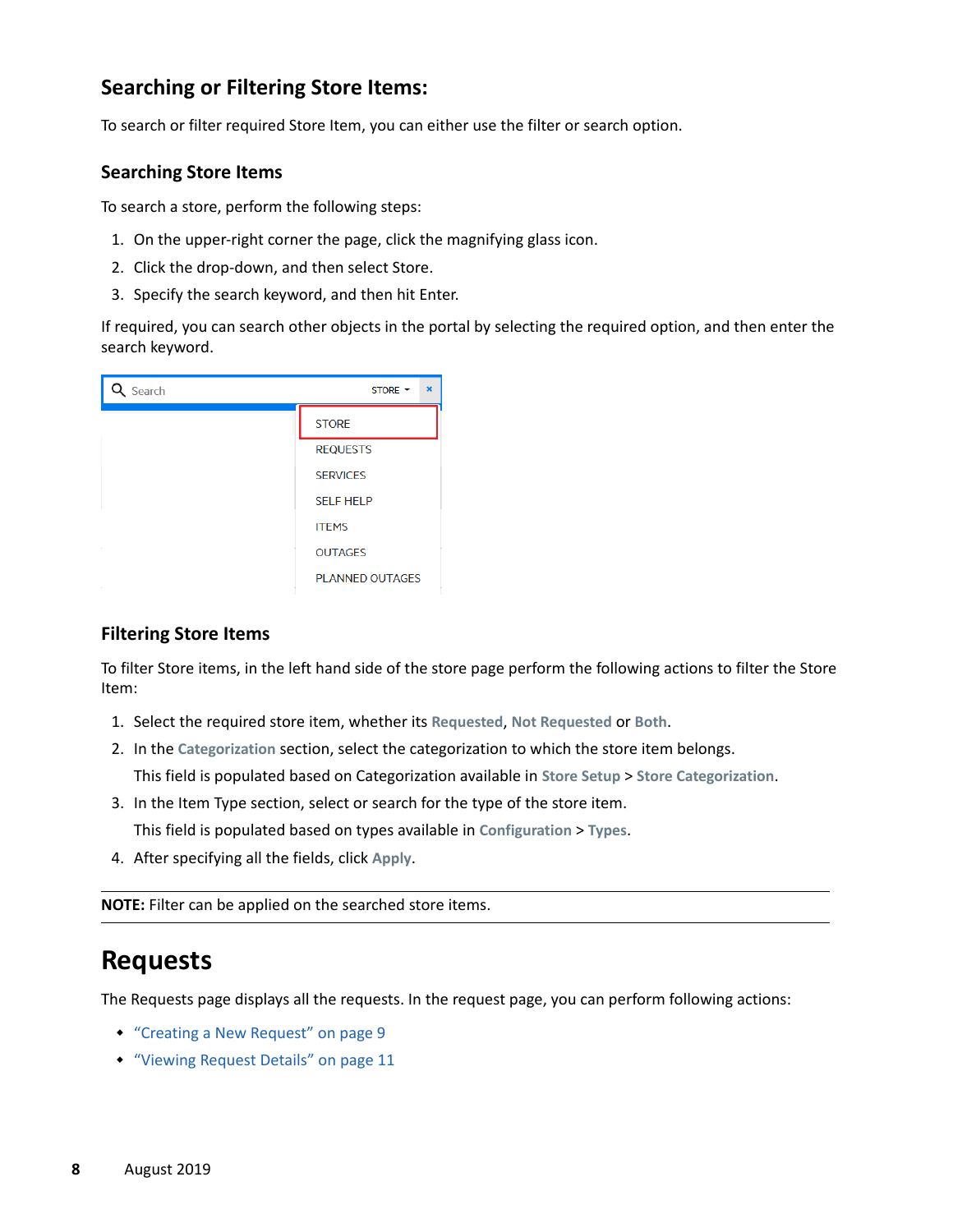## Searching or Filtering Store Items:

To search or filter required Store Item, you can either use the filter or search option.

### Searching Store Items

To search a store, perform the following steps:

1. On the upper-right corner the page, click the magnifying glass icon.
2. Click the drop-down, and then select Store.
3. Specify the search keyword, and then hit Enter.

If required, you can search other objects in the portal by selecting the required option, and then enter the search keyword.

### Filtering Store Items

To filter Store items, in the left hand side of the store page perform the following actions to filter the Store Item:

1. Select the required store item, whether its **Requested**, **Not Requested** or **Both**.
2. In the **Categorization** section, select the categorization to which the store item belongs.

   This field is populated based on Categorization available in **Store Setup** > **Store Categorization**.
3. In the Item Type section, select or search for the type of the store item.

   This field is populated based on types available in **Configuration** > **Types**.
4. After specifying all the fields, click **Apply**.

**NOTE:** Filter can be applied on the searched store items.

# Requests

The Requests page displays all the requests. In the request page, you can perform following actions:

- "Creating a New Request" on page 9
- "Viewing Request Details" on page 11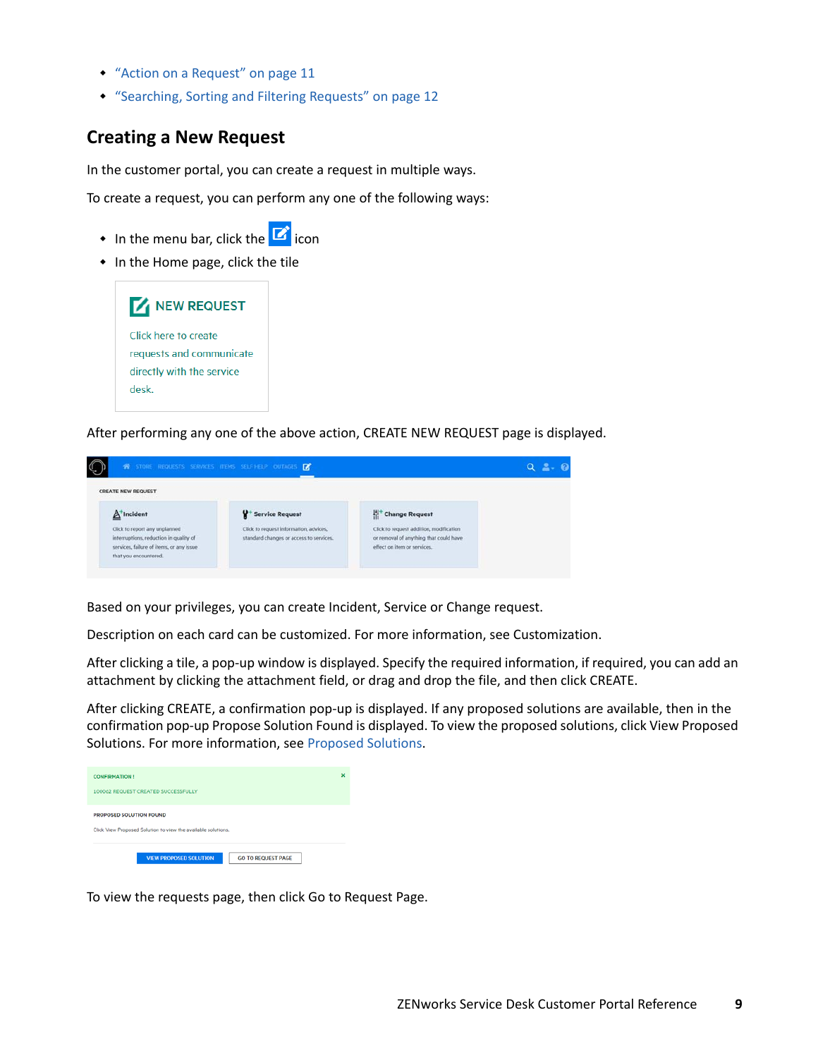- "Action on a Request" on page 11
- "Searching, Sorting and Filtering Requests" on page 12

## Creating a New Request

In the customer portal, you can create a request in multiple ways.

To create a request, you can perform any one of the following ways:

- In the menu bar, click the icon
- In the Home page, click the tile

NEW REQUEST

Click here to create requests and communicate directly with the service desk.

After performing any one of the above action, CREATE NEW REQUEST page is displayed.

Based on your privileges, you can create Incident, Service or Change request.

Description on each card can be customized. For more information, see Customization.

After clicking a tile, a pop-up window is displayed. Specify the required information, if required, you can add an attachment by clicking the attachment field, or drag and drop the file, and then click CREATE.

After clicking CREATE, a confirmation pop-up is displayed. If any proposed solutions are available, then in the confirmation pop-up Propose Solution Found is displayed. To view the proposed solutions, click View Proposed Solutions. For more information, see Proposed Solutions.

To view the requests page, then click Go to Request Page.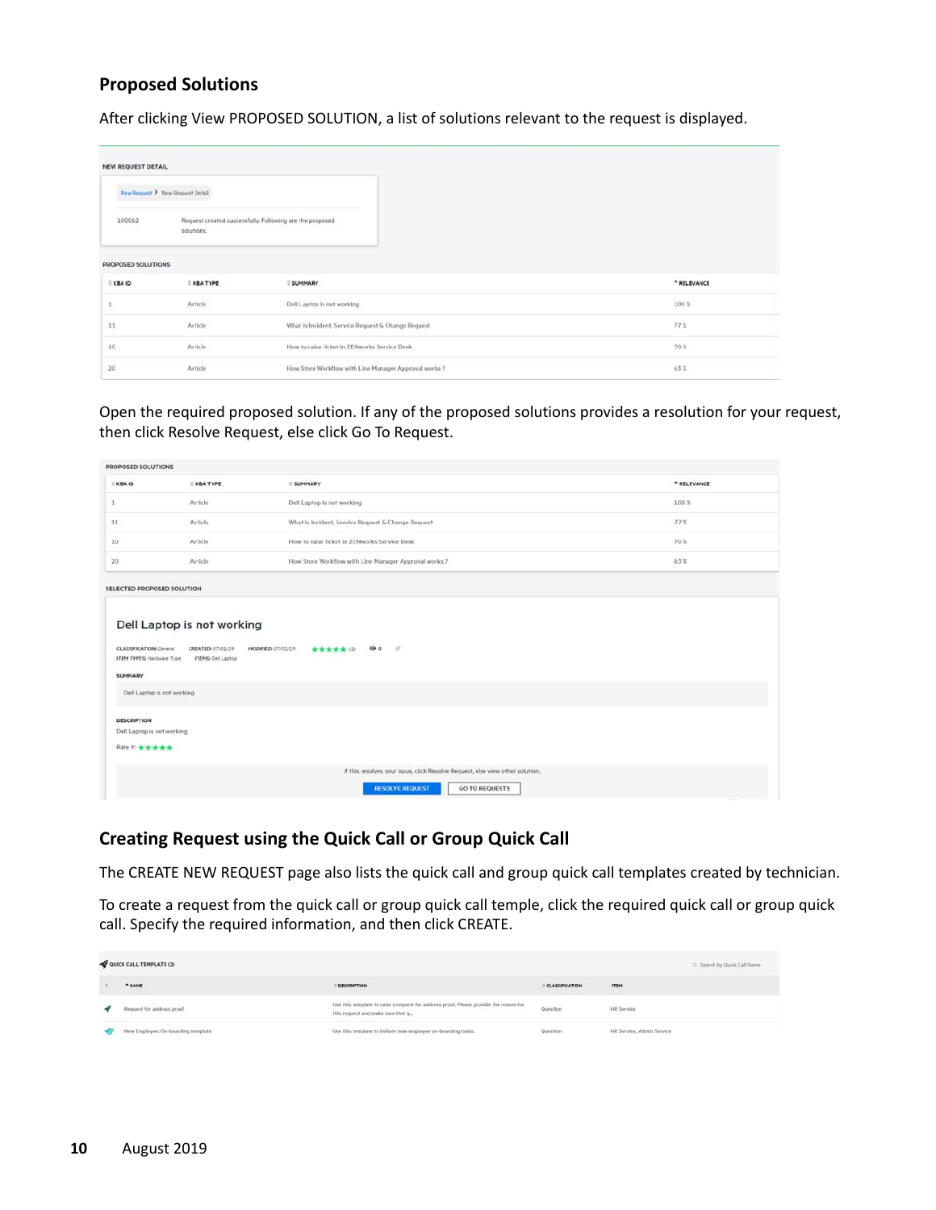## Proposed Solutions

After clicking View PROPOSED SOLUTION, a list of solutions relevant to the request is displayed.

NEW REQUEST DETAIL

New Request > New Request Detail

100062 Request created successfully. Following are the proposed solutions.

PROPOSED SOLUTIONS

| KBA ID | KBA TYPE | SUMMARY | RELEVANCE |
|---|---|---|---|
| 1 | Article | Dell Laptop is not working | 100 % |
| 11 | Article | What is Incident, Service Request & Change Request | 77 % |
| 10 | Article | How to raise ticket in ZENworks Service Desk | 70 % |
| 20 | Article | How Store Workflow with Line Manager Approval works ? | 63 % |

Open the required proposed solution. If any of the proposed solutions provides a resolution for your request, then click Resolve Request, else click Go To Request.

PROPOSED SOLUTIONS

| KBA ID | KBA TYPE | SUMMARY | RELEVANCE |
|---|---|---|---|
| 1 | Article | Dell Laptop is not working | 100 % |
| 11 | Article | What is Incident, Service Request & Change Request | 77 % |
| 10 | Article | How to raise ticket in ZENworks Service Desk | 70 % |
| 20 | Article | How Store Workflow with Line Manager Approval works ? | 63 % |

SELECTED PROPOSED SOLUTION

Dell Laptop is not working

CLASSIFICATION: General CREATED: 07/01/19 MODIFIED: 07/01/19 ★★★★★ (1) 0

ITEM TYPES: Hardware Type ITEMS: Dell Laptop

SUMMARY

Dell Laptop is not working

DESCRIPTION

Dell Laptop is not working

Rate it: ★★★★★

If this resolves your issue, click Resolve Request, else view other solution.

RESOLVE REQUEST GO TO REQUESTS

## Creating Request using the Quick Call or Group Quick Call

The CREATE NEW REQUEST page also lists the quick call and group quick call templates created by technician.

To create a request from the quick call or group quick call temple, click the required quick call or group quick call. Specify the required information, and then click CREATE.

QUICK CALL TEMPLATE (2)

| | NAME | DESCRIPTION | CLASSIFICATION | ITEM |
|---|---|---|---|---|
| | Request for address proof | Use this template to raise a request for address proof. Please provide the reason for this request and make sure that y... | Question | HR Service |
| | New Employee: On-boarding template | Use this template to initiate new employee on-boarding tasks. | Question | HR Service, Admin Service |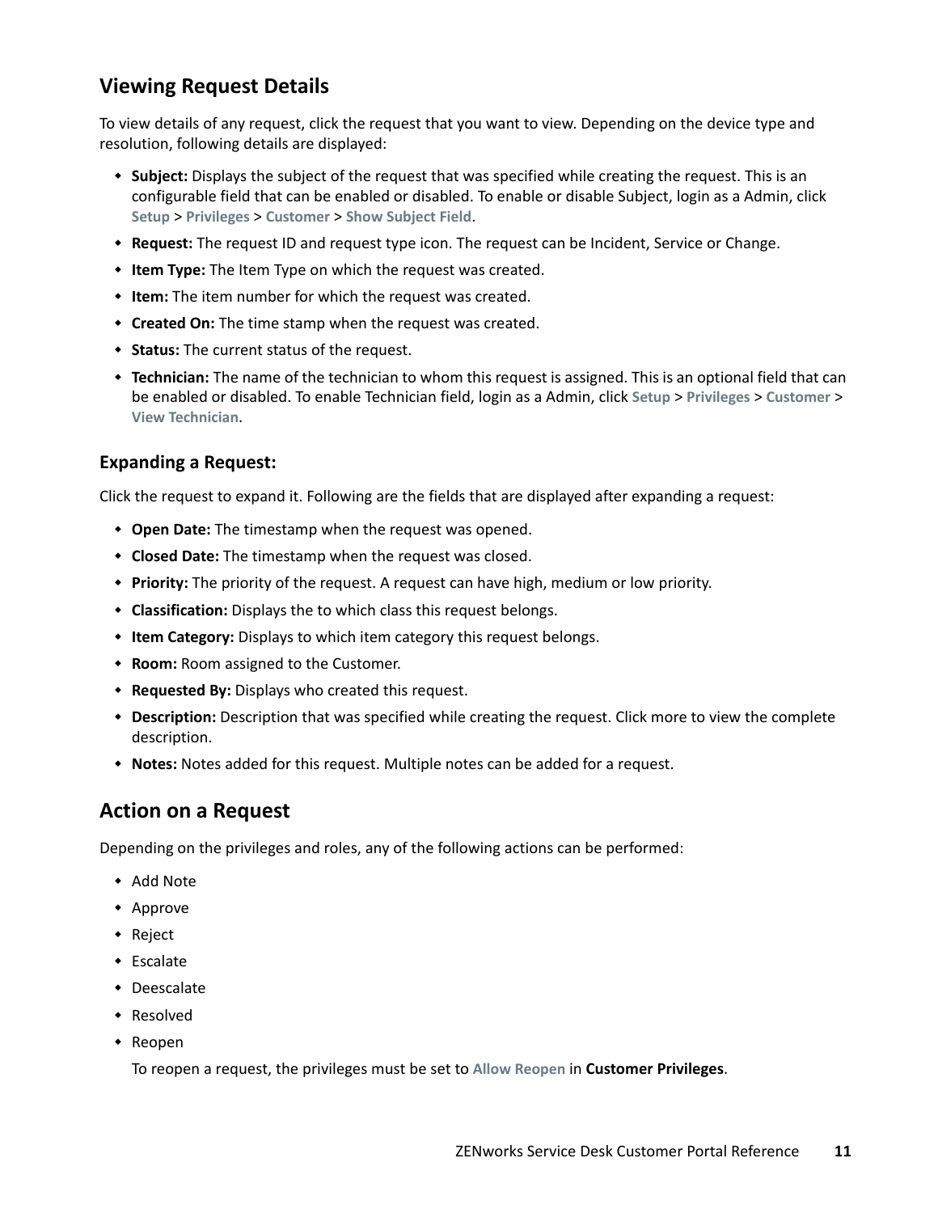## Viewing Request Details

To view details of any request, click the request that you want to view. Depending on the device type and resolution, following details are displayed:

- **Subject:** Displays the subject of the request that was specified while creating the request. This is an configurable field that can be enabled or disabled. To enable or disable Subject, login as a Admin, click **Setup** > **Privileges** > **Customer** > **Show Subject Field**.
- **Request:** The request ID and request type icon. The request can be Incident, Service or Change.
- **Item Type:** The Item Type on which the request was created.
- **Item:** The item number for which the request was created.
- **Created On:** The time stamp when the request was created.
- **Status:** The current status of the request.
- **Technician:** The name of the technician to whom this request is assigned. This is an optional field that can be enabled or disabled. To enable Technician field, login as a Admin, click **Setup** > **Privileges** > **Customer** > **View Technician**.

### Expanding a Request:

Click the request to expand it. Following are the fields that are displayed after expanding a request:

- **Open Date:** The timestamp when the request was opened.
- **Closed Date:** The timestamp when the request was closed.
- **Priority:** The priority of the request. A request can have high, medium or low priority.
- **Classification:** Displays the to which class this request belongs.
- **Item Category:** Displays to which item category this request belongs.
- **Room:** Room assigned to the Customer.
- **Requested By:** Displays who created this request.
- **Description:** Description that was specified while creating the request. Click more to view the complete description.
- **Notes:** Notes added for this request. Multiple notes can be added for a request.

## Action on a Request

Depending on the privileges and roles, any of the following actions can be performed:

- Add Note
- Approve
- Reject
- Escalate
- Deescalate
- Resolved
- Reopen

  To reopen a request, the privileges must be set to **Allow Reopen** in **Customer Privileges**.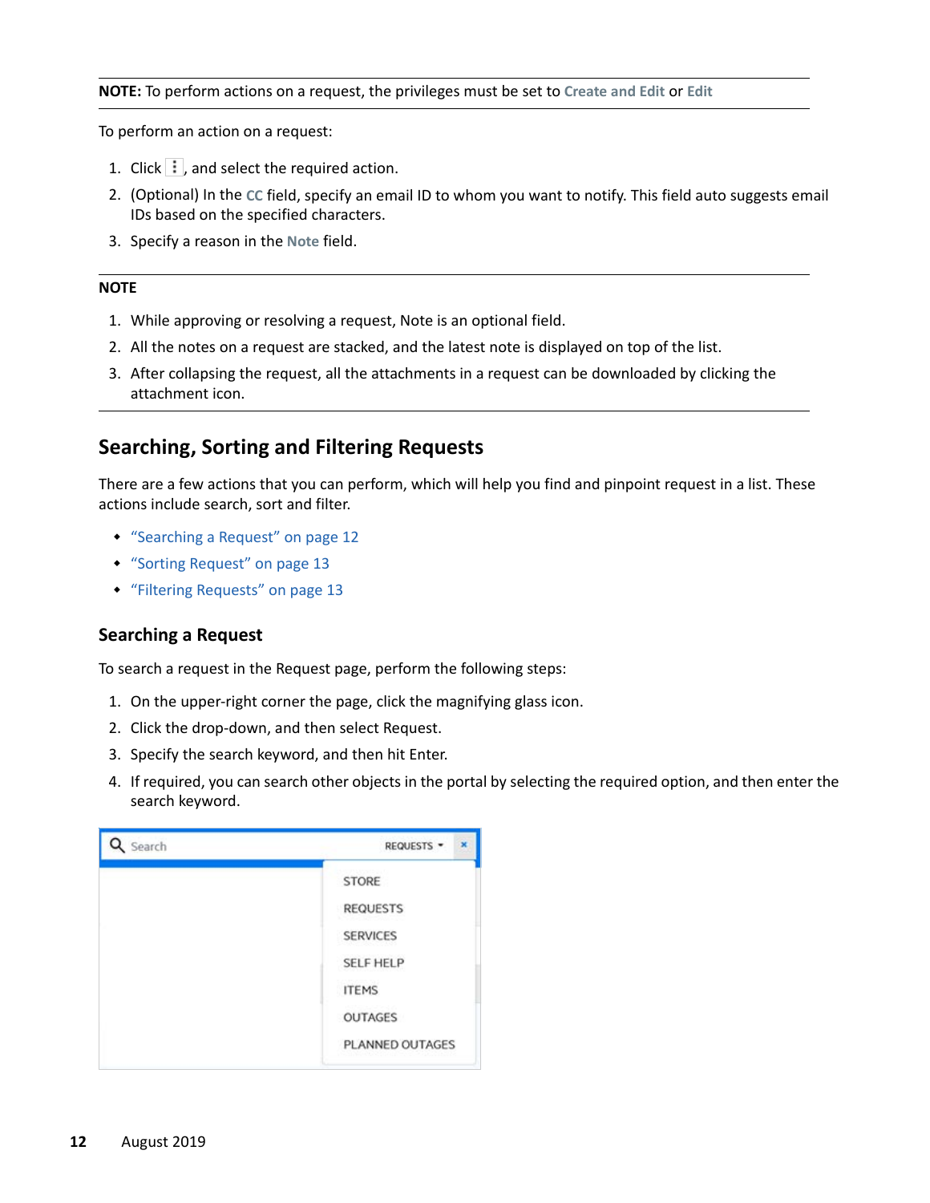**NOTE:** To perform actions on a request, the privileges must be set to **Create and Edit** or **Edit**

To perform an action on a request:

1. Click ⋮, and select the required action.
2. (Optional) In the **CC** field, specify an email ID to whom you want to notify. This field auto suggests email IDs based on the specified characters.
3. Specify a reason in the **Note** field.

**NOTE**

1. While approving or resolving a request, Note is an optional field.
2. All the notes on a request are stacked, and the latest note is displayed on top of the list.
3. After collapsing the request, all the attachments in a request can be downloaded by clicking the attachment icon.

## Searching, Sorting and Filtering Requests

There are a few actions that you can perform, which will help you find and pinpoint request in a list. These actions include search, sort and filter.

- "Searching a Request" on page 12
- "Sorting Request" on page 13
- "Filtering Requests" on page 13

### Searching a Request

To search a request in the Request page, perform the following steps:

1. On the upper-right corner the page, click the magnifying glass icon.
2. Click the drop-down, and then select Request.
3. Specify the search keyword, and then hit Enter.
4. If required, you can search other objects in the portal by selecting the required option, and then enter the search keyword.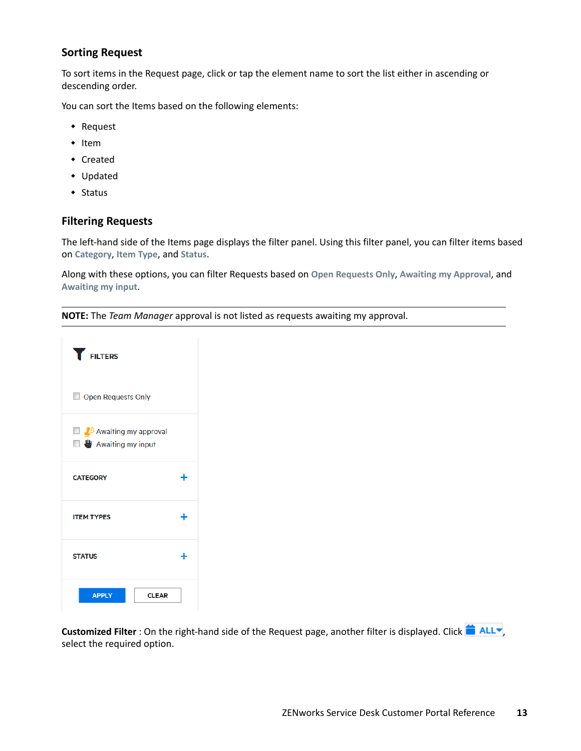## Sorting Request

To sort items in the Request page, click or tap the element name to sort the list either in ascending or descending order.

You can sort the Items based on the following elements:

- Request
- Item
- Created
- Updated
- Status

## Filtering Requests

The left-hand side of the Items page displays the filter panel. Using this filter panel, you can filter items based on **Category**, **Item Type**, and **Status**.

Along with these options, you can filter Requests based on **Open Requests Only**, **Awaiting my Approval**, and **Awaiting my input**.

---

**NOTE:** The *Team Manager* approval is not listed as requests awaiting my approval.

---

**Customized Filter** : On the right-hand side of the Request page, another filter is displayed. Click **ALL**, select the required option.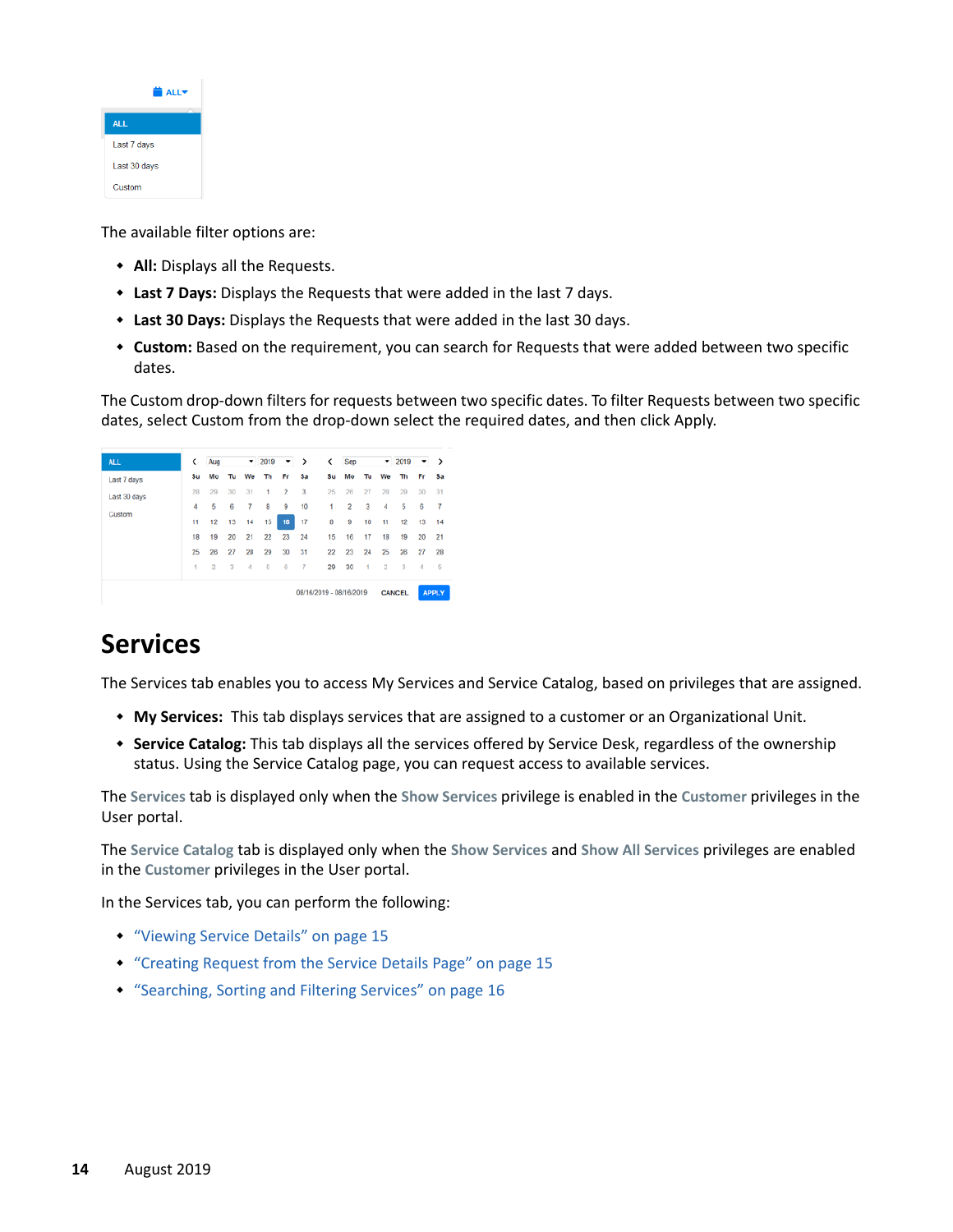The available filter options are:

- **All:** Displays all the Requests.
- **Last 7 Days:** Displays the Requests that were added in the last 7 days.
- **Last 30 Days:** Displays the Requests that were added in the last 30 days.
- **Custom:** Based on the requirement, you can search for Requests that were added between two specific dates.

The Custom drop-down filters for requests between two specific dates. To filter Requests between two specific dates, select Custom from the drop-down select the required dates, and then click Apply.

# Services

The Services tab enables you to access My Services and Service Catalog, based on privileges that are assigned.

- **My Services:** This tab displays services that are assigned to a customer or an Organizational Unit.
- **Service Catalog:** This tab displays all the services offered by Service Desk, regardless of the ownership status. Using the Service Catalog page, you can request access to available services.

The Services tab is displayed only when the Show Services privilege is enabled in the Customer privileges in the User portal.

The Service Catalog tab is displayed only when the Show Services and Show All Services privileges are enabled in the Customer privileges in the User portal.

In the Services tab, you can perform the following:

- "Viewing Service Details" on page 15
- "Creating Request from the Service Details Page" on page 15
- "Searching, Sorting and Filtering Services" on page 16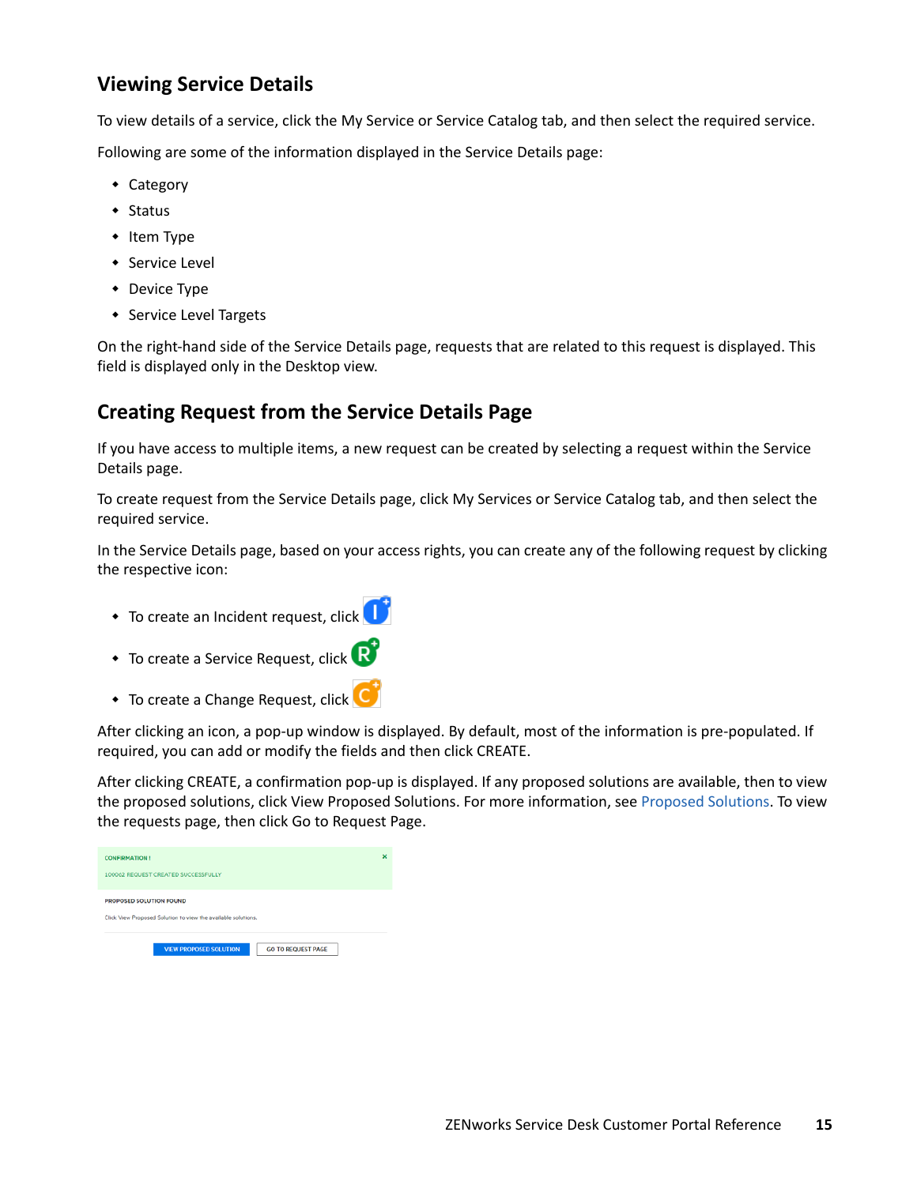## Viewing Service Details

To view details of a service, click the My Service or Service Catalog tab, and then select the required service.

Following are some of the information displayed in the Service Details page:

- Category
- Status
- Item Type
- Service Level
- Device Type
- Service Level Targets

On the right-hand side of the Service Details page, requests that are related to this request is displayed. This field is displayed only in the Desktop view.

## Creating Request from the Service Details Page

If you have access to multiple items, a new request can be created by selecting a request within the Service Details page.

To create request from the Service Details page, click My Services or Service Catalog tab, and then select the required service.

In the Service Details page, based on your access rights, you can create any of the following request by clicking the respective icon:

- To create an Incident request, click
- To create a Service Request, click
- To create a Change Request, click

After clicking an icon, a pop-up window is displayed. By default, most of the information is pre-populated. If required, you can add or modify the fields and then click CREATE.

After clicking CREATE, a confirmation pop-up is displayed. If any proposed solutions are available, then to view the proposed solutions, click View Proposed Solutions. For more information, see Proposed Solutions. To view the requests page, then click Go to Request Page.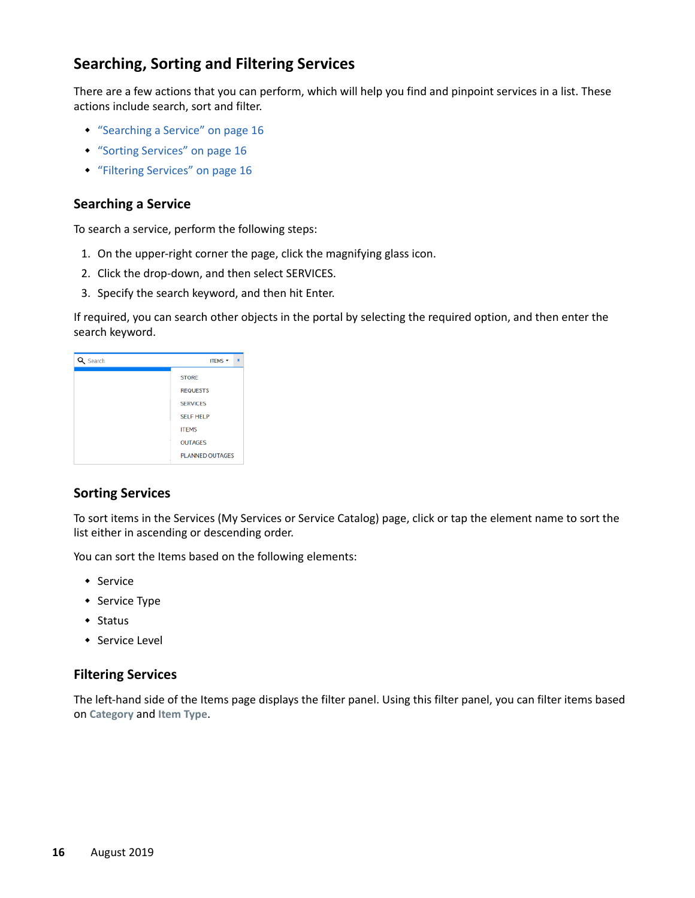## Searching, Sorting and Filtering Services

There are a few actions that you can perform, which will help you find and pinpoint services in a list. These actions include search, sort and filter.

- "Searching a Service" on page 16
- "Sorting Services" on page 16
- "Filtering Services" on page 16

### Searching a Service

To search a service, perform the following steps:

1. On the upper-right corner the page, click the magnifying glass icon.
2. Click the drop-down, and then select SERVICES.
3. Specify the search keyword, and then hit Enter.

If required, you can search other objects in the portal by selecting the required option, and then enter the search keyword.

### Sorting Services

To sort items in the Services (My Services or Service Catalog) page, click or tap the element name to sort the list either in ascending or descending order.

You can sort the Items based on the following elements:

- Service
- Service Type
- Status
- Service Level

### Filtering Services

The left-hand side of the Items page displays the filter panel. Using this filter panel, you can filter items based on **Category** and **Item Type**.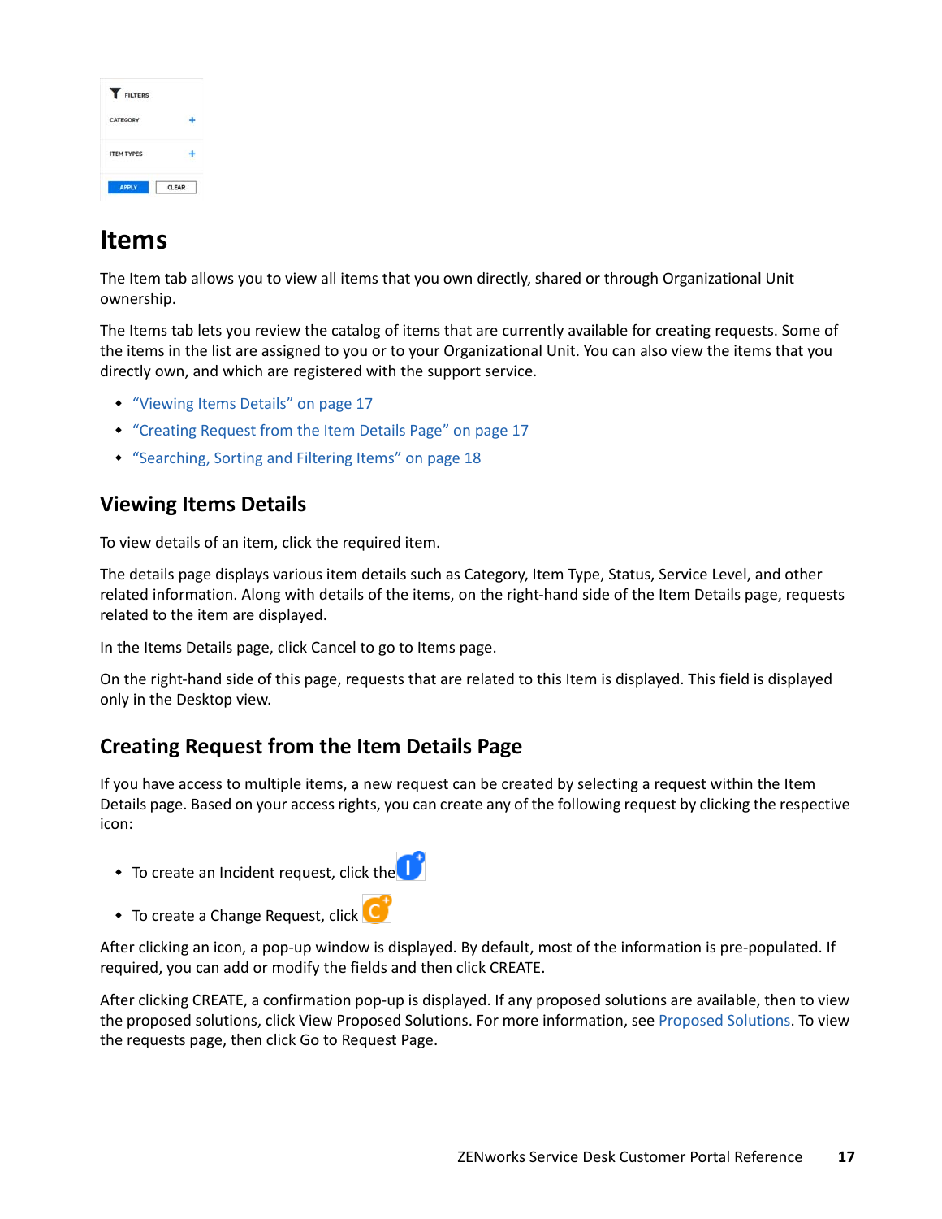# Items

The Item tab allows you to view all items that you own directly, shared or through Organizational Unit ownership.

The Items tab lets you review the catalog of items that are currently available for creating requests. Some of the items in the list are assigned to you or to your Organizational Unit. You can also view the items that you directly own, and which are registered with the support service.

- "Viewing Items Details" on page 17
- "Creating Request from the Item Details Page" on page 17
- "Searching, Sorting and Filtering Items" on page 18

## Viewing Items Details

To view details of an item, click the required item.

The details page displays various item details such as Category, Item Type, Status, Service Level, and other related information. Along with details of the items, on the right-hand side of the Item Details page, requests related to the item are displayed.

In the Items Details page, click Cancel to go to Items page.

On the right-hand side of this page, requests that are related to this Item is displayed. This field is displayed only in the Desktop view.

## Creating Request from the Item Details Page

If you have access to multiple items, a new request can be created by selecting a request within the Item Details page. Based on your access rights, you can create any of the following request by clicking the respective icon:

- To create an Incident request, click the
- To create a Change Request, click

After clicking an icon, a pop-up window is displayed. By default, most of the information is pre-populated. If required, you can add or modify the fields and then click CREATE.

After clicking CREATE, a confirmation pop-up is displayed. If any proposed solutions are available, then to view the proposed solutions, click View Proposed Solutions. For more information, see Proposed Solutions. To view the requests page, then click Go to Request Page.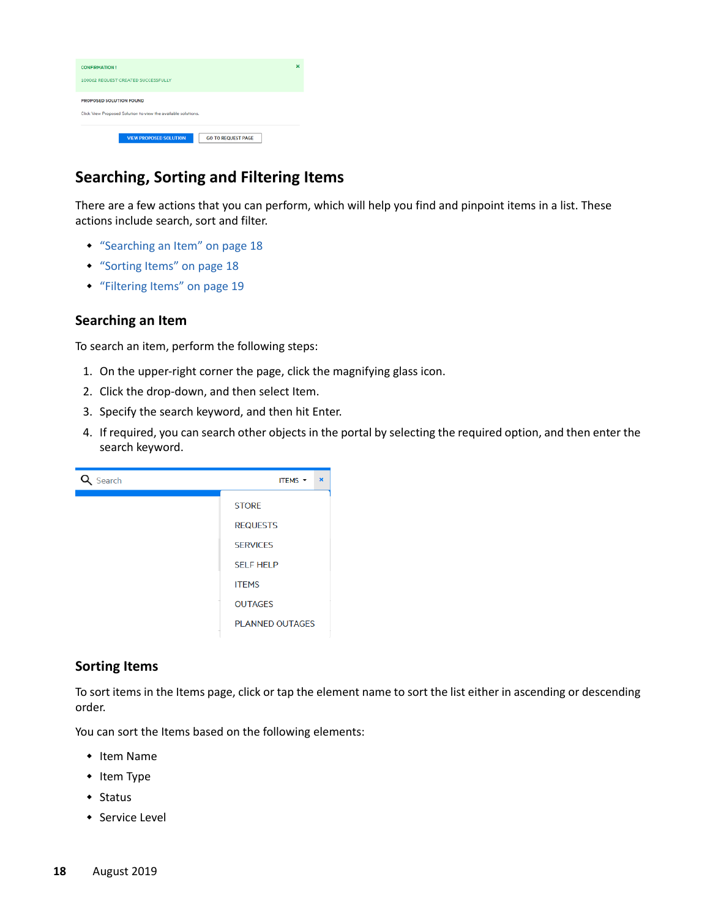## Searching, Sorting and Filtering Items

There are a few actions that you can perform, which will help you find and pinpoint items in a list. These actions include search, sort and filter.

- "Searching an Item" on page 18
- "Sorting Items" on page 18
- "Filtering Items" on page 19

### Searching an Item

To search an item, perform the following steps:

1. On the upper-right corner the page, click the magnifying glass icon.
2. Click the drop-down, and then select Item.
3. Specify the search keyword, and then hit Enter.
4. If required, you can search other objects in the portal by selecting the required option, and then enter the search keyword.

### Sorting Items

To sort items in the Items page, click or tap the element name to sort the list either in ascending or descending order.

You can sort the Items based on the following elements:

- Item Name
- Item Type
- Status
- Service Level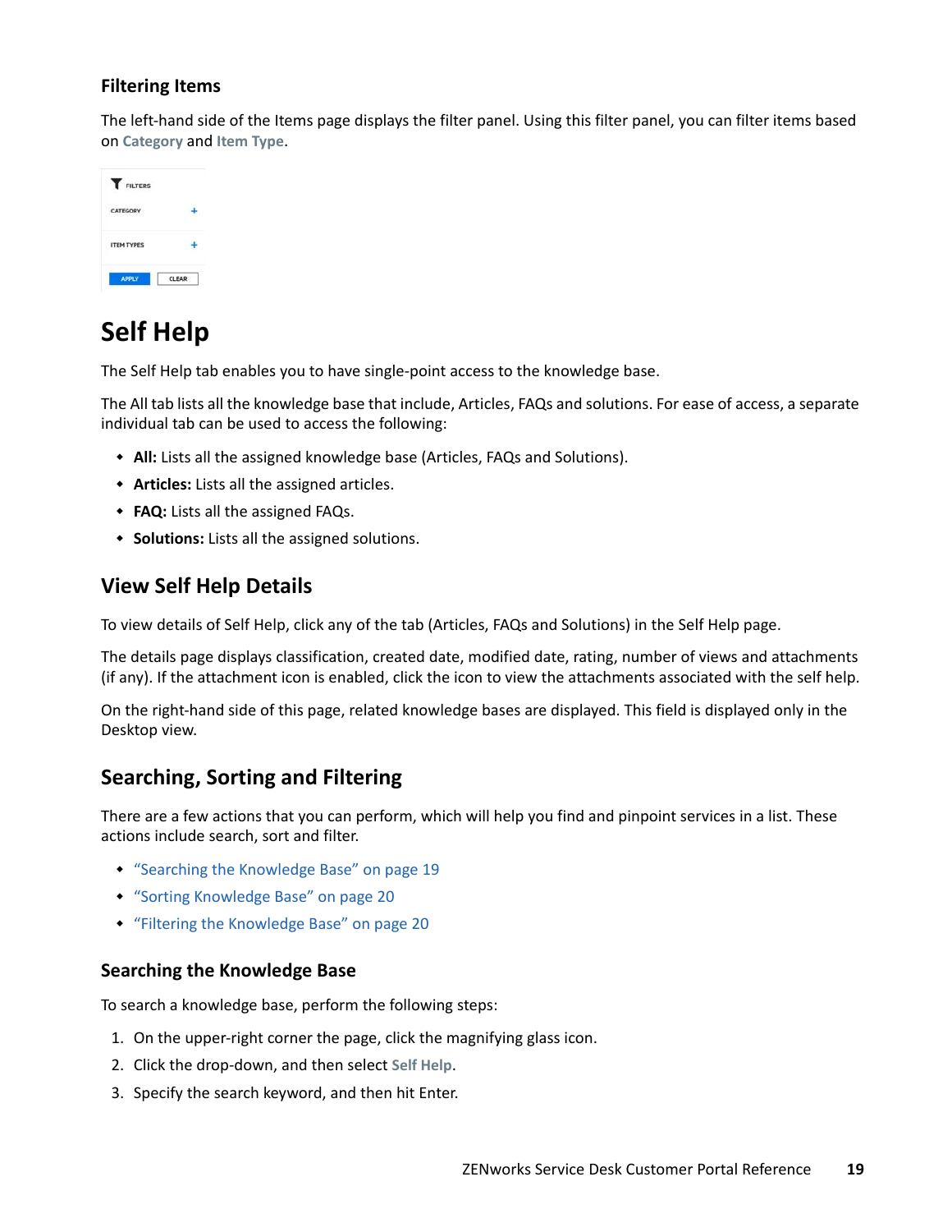### Filtering Items

The left-hand side of the Items page displays the filter panel. Using this filter panel, you can filter items based on **Category** and **Item Type**.

# Self Help

The Self Help tab enables you to have single-point access to the knowledge base.

The All tab lists all the knowledge base that include, Articles, FAQs and solutions. For ease of access, a separate individual tab can be used to access the following:

- **All:** Lists all the assigned knowledge base (Articles, FAQs and Solutions).
- **Articles:** Lists all the assigned articles.
- **FAQ:** Lists all the assigned FAQs.
- **Solutions:** Lists all the assigned solutions.

## View Self Help Details

To view details of Self Help, click any of the tab (Articles, FAQs and Solutions) in the Self Help page.

The details page displays classification, created date, modified date, rating, number of views and attachments (if any). If the attachment icon is enabled, click the icon to view the attachments associated with the self help.

On the right-hand side of this page, related knowledge bases are displayed. This field is displayed only in the Desktop view.

## Searching, Sorting and Filtering

There are a few actions that you can perform, which will help you find and pinpoint services in a list. These actions include search, sort and filter.

- "Searching the Knowledge Base" on page 19
- "Sorting Knowledge Base" on page 20
- "Filtering the Knowledge Base" on page 20

### Searching the Knowledge Base

To search a knowledge base, perform the following steps:

1. On the upper-right corner the page, click the magnifying glass icon.
2. Click the drop-down, and then select **Self Help**.
3. Specify the search keyword, and then hit Enter.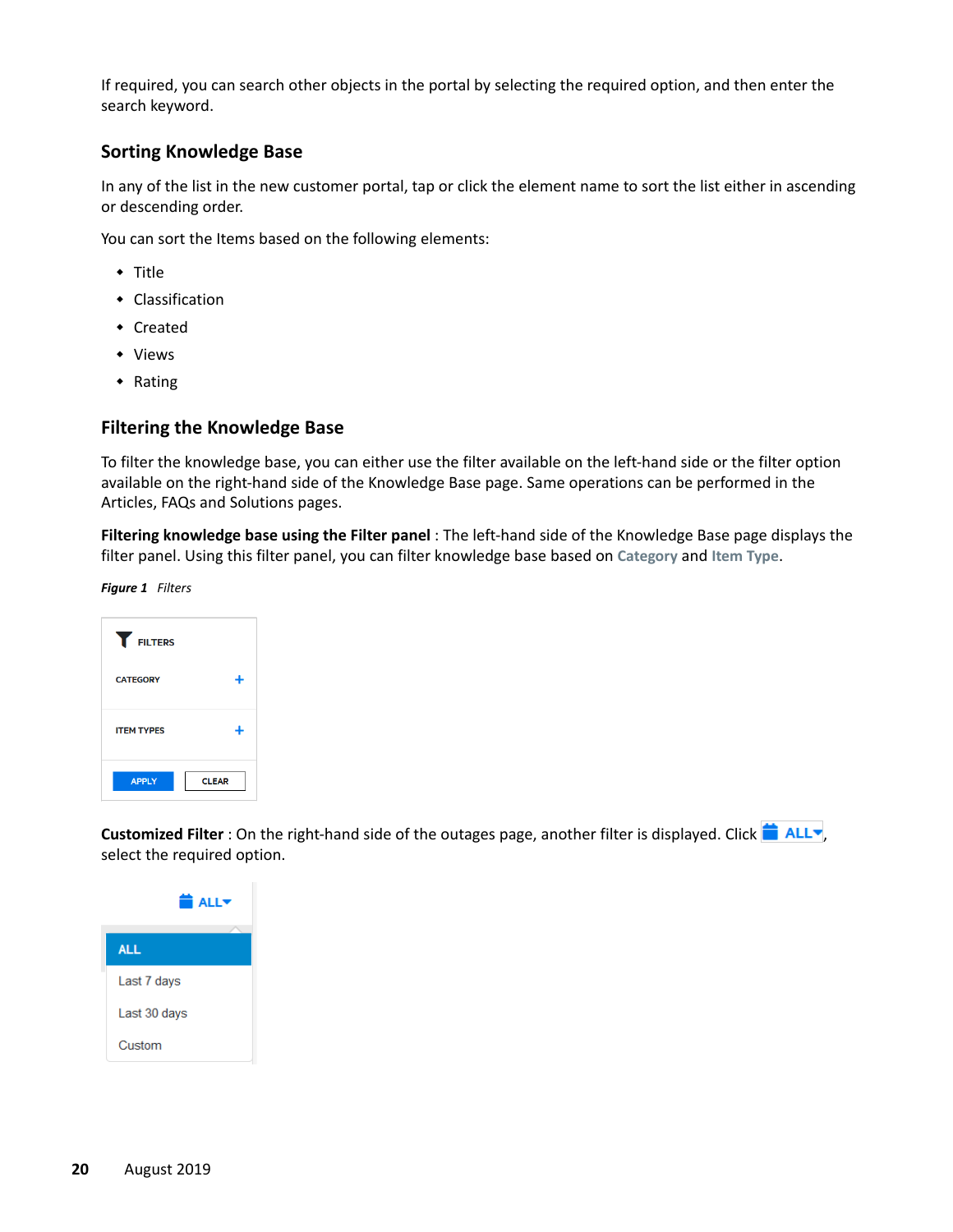If required, you can search other objects in the portal by selecting the required option, and then enter the search keyword.

### Sorting Knowledge Base

In any of the list in the new customer portal, tap or click the element name to sort the list either in ascending or descending order.

You can sort the Items based on the following elements:

- Title
- Classification
- Created
- Views
- Rating

### Filtering the Knowledge Base

To filter the knowledge base, you can either use the filter available on the left-hand side or the filter option available on the right-hand side of the Knowledge Base page. Same operations can be performed in the Articles, FAQs and Solutions pages.

**Filtering knowledge base using the Filter panel** : The left-hand side of the Knowledge Base page displays the filter panel. Using this filter panel, you can filter knowledge base based on **Category** and **Item Type**.

***Figure 1*** *Filters*

**Customized Filter** : On the right-hand side of the outages page, another filter is displayed. Click **ALL**, select the required option.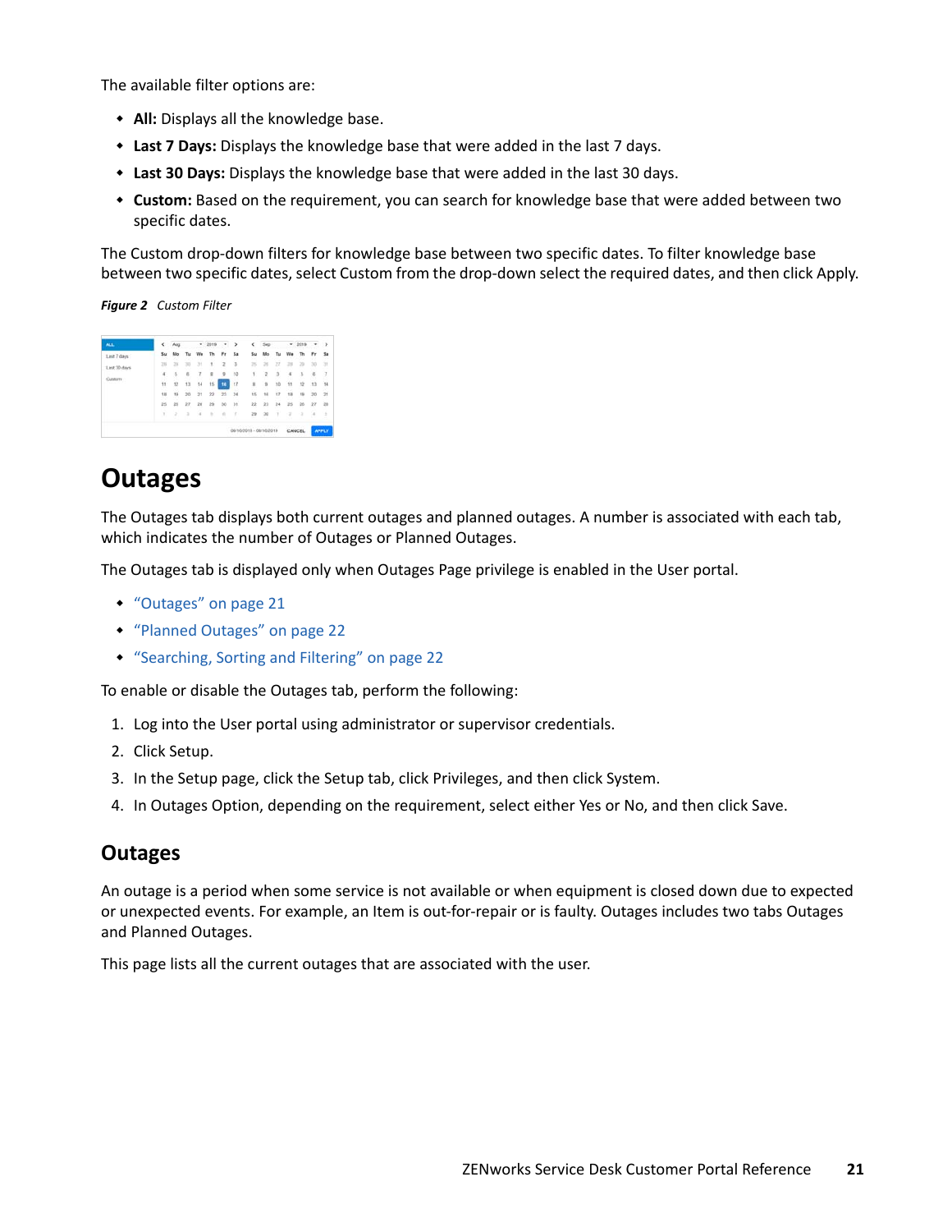The available filter options are:

- **All:** Displays all the knowledge base.
- **Last 7 Days:** Displays the knowledge base that were added in the last 7 days.
- **Last 30 Days:** Displays the knowledge base that were added in the last 30 days.
- **Custom:** Based on the requirement, you can search for knowledge base that were added between two specific dates.

The Custom drop-down filters for knowledge base between two specific dates. To filter knowledge base between two specific dates, select Custom from the drop-down select the required dates, and then click Apply.

***Figure 2*** *Custom Filter*

# Outages

The Outages tab displays both current outages and planned outages. A number is associated with each tab, which indicates the number of Outages or Planned Outages.

The Outages tab is displayed only when Outages Page privilege is enabled in the User portal.

- "Outages" on page 21
- "Planned Outages" on page 22
- "Searching, Sorting and Filtering" on page 22

To enable or disable the Outages tab, perform the following:

1. Log into the User portal using administrator or supervisor credentials.
2. Click Setup.
3. In the Setup page, click the Setup tab, click Privileges, and then click System.
4. In Outages Option, depending on the requirement, select either Yes or No, and then click Save.

## Outages

An outage is a period when some service is not available or when equipment is closed down due to expected or unexpected events. For example, an Item is out-for-repair or is faulty. Outages includes two tabs Outages and Planned Outages.

This page lists all the current outages that are associated with the user.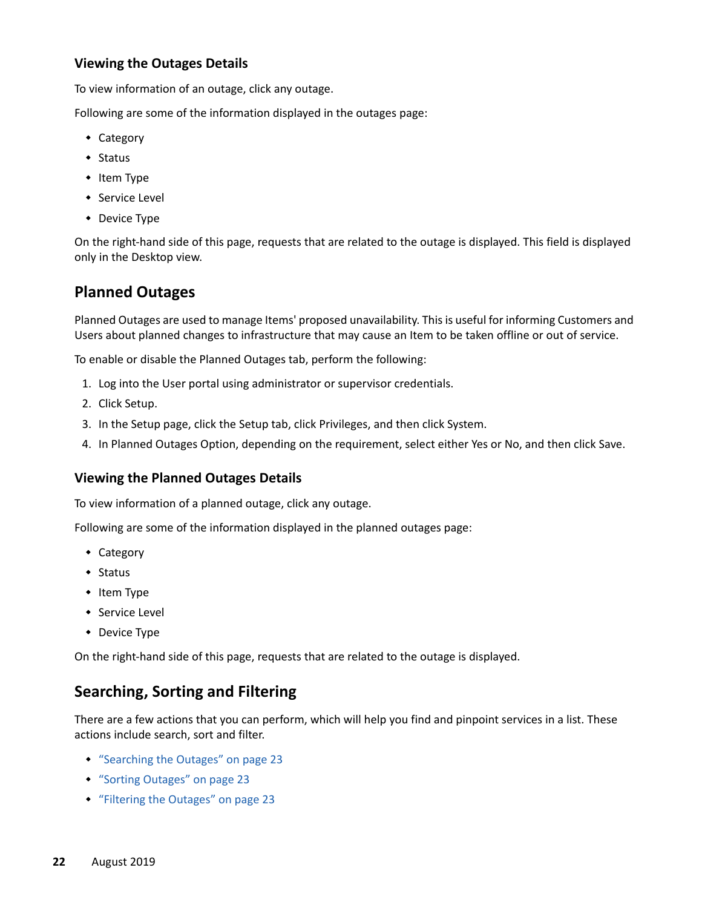### Viewing the Outages Details

To view information of an outage, click any outage.

Following are some of the information displayed in the outages page:

- Category
- Status
- Item Type
- Service Level
- Device Type

On the right-hand side of this page, requests that are related to the outage is displayed. This field is displayed only in the Desktop view.

## Planned Outages

Planned Outages are used to manage Items' proposed unavailability. This is useful for informing Customers and Users about planned changes to infrastructure that may cause an Item to be taken offline or out of service.

To enable or disable the Planned Outages tab, perform the following:

1. Log into the User portal using administrator or supervisor credentials.
2. Click Setup.
3. In the Setup page, click the Setup tab, click Privileges, and then click System.
4. In Planned Outages Option, depending on the requirement, select either Yes or No, and then click Save.

### Viewing the Planned Outages Details

To view information of a planned outage, click any outage.

Following are some of the information displayed in the planned outages page:

- Category
- Status
- Item Type
- Service Level
- Device Type

On the right-hand side of this page, requests that are related to the outage is displayed.

## Searching, Sorting and Filtering

There are a few actions that you can perform, which will help you find and pinpoint services in a list. These actions include search, sort and filter.

- "Searching the Outages" on page 23
- "Sorting Outages" on page 23
- "Filtering the Outages" on page 23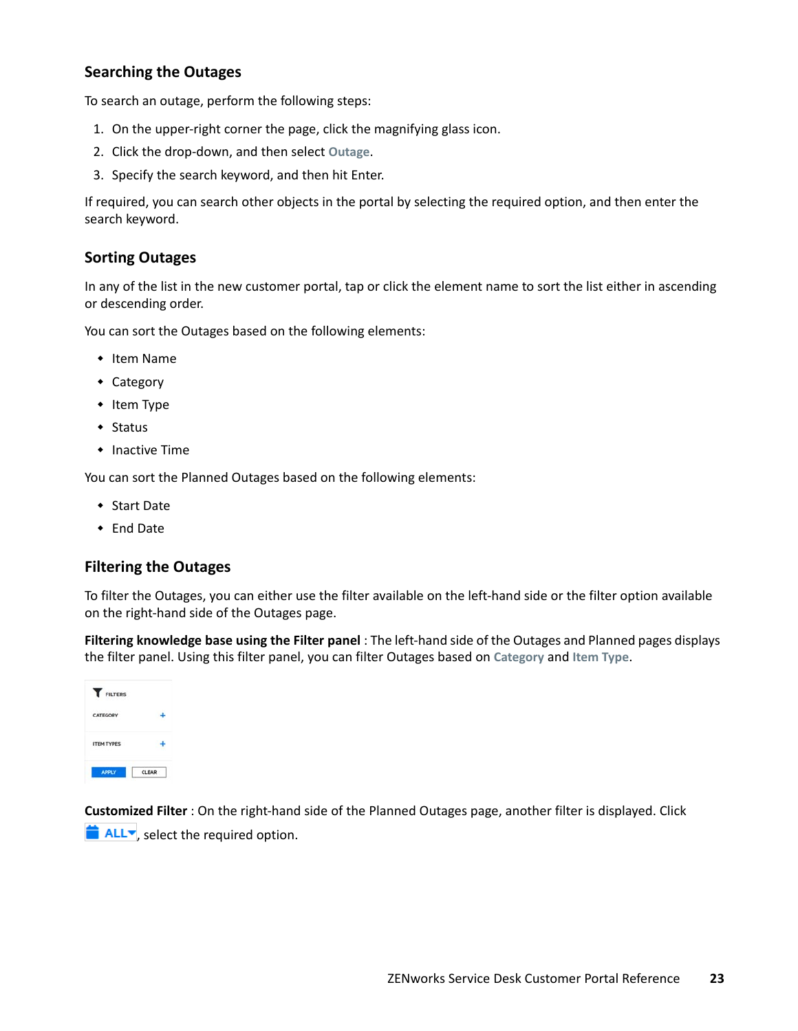### Searching the Outages

To search an outage, perform the following steps:

1. On the upper-right corner the page, click the magnifying glass icon.
2. Click the drop-down, and then select **Outage**.
3. Specify the search keyword, and then hit Enter.

If required, you can search other objects in the portal by selecting the required option, and then enter the search keyword.

### Sorting Outages

In any of the list in the new customer portal, tap or click the element name to sort the list either in ascending or descending order.

You can sort the Outages based on the following elements:

- Item Name
- Category
- Item Type
- Status
- Inactive Time

You can sort the Planned Outages based on the following elements:

- Start Date
- End Date

### Filtering the Outages

To filter the Outages, you can either use the filter available on the left-hand side or the filter option available on the right-hand side of the Outages page.

**Filtering knowledge base using the Filter panel** : The left-hand side of the Outages and Planned pages displays the filter panel. Using this filter panel, you can filter Outages based on **Category** and **Item Type**.

FILTERS

CATEGORY +

ITEM TYPES +

APPLY CLEAR

**Customized Filter** : On the right-hand side of the Planned Outages page, another filter is displayed. Click ALL, select the required option.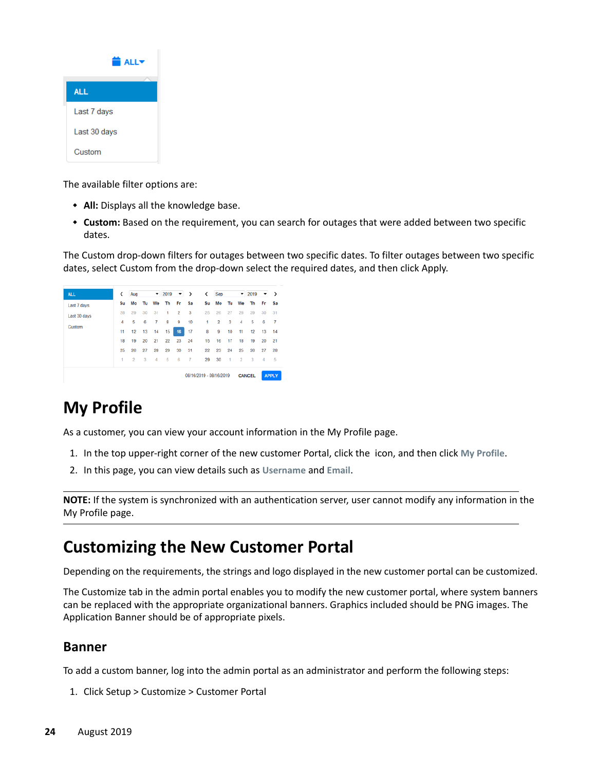The available filter options are:

- **All:** Displays all the knowledge base.
- **Custom:** Based on the requirement, you can search for outages that were added between two specific dates.

The Custom drop-down filters for outages between two specific dates. To filter outages between two specific dates, select Custom from the drop-down select the required dates, and then click Apply.

# My Profile

As a customer, you can view your account information in the My Profile page.

1. In the top upper-right corner of the new customer Portal, click the  icon, and then click **My Profile**.
2. In this page, you can view details such as **Username** and **Email**.

---

**NOTE:** If the system is synchronized with an authentication server, user cannot modify any information in the My Profile page.

---

# Customizing the New Customer Portal

Depending on the requirements, the strings and logo displayed in the new customer portal can be customized.

The Customize tab in the admin portal enables you to modify the new customer portal, where system banners can be replaced with the appropriate organizational banners. Graphics included should be PNG images. The Application Banner should be of appropriate pixels.

## Banner

To add a custom banner, log into the admin portal as an administrator and perform the following steps:

1. Click Setup > Customize > Customer Portal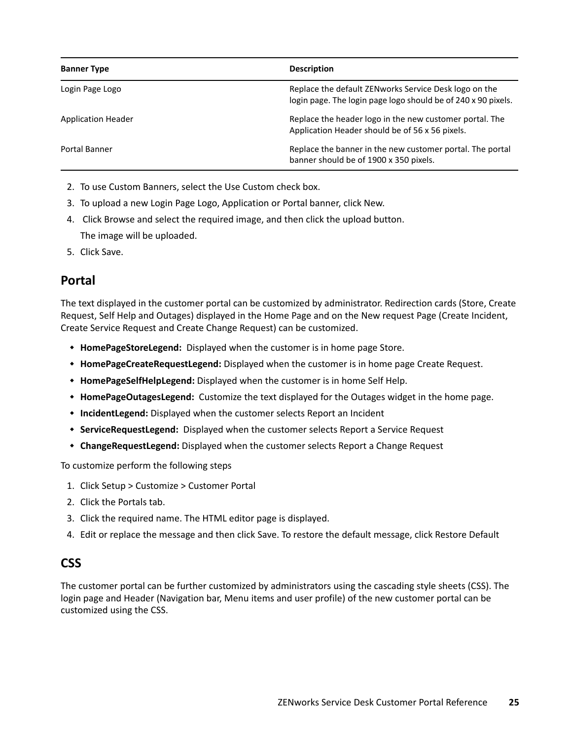| Banner Type | Description |
|---|---|
| Login Page Logo | Replace the default ZENworks Service Desk logo on the login page. The login page logo should be of 240 x 90 pixels. |
| Application Header | Replace the header logo in the new customer portal. The Application Header should be of 56 x 56 pixels. |
| Portal Banner | Replace the banner in the new customer portal. The portal banner should be of 1900 x 350 pixels. |

2. To use Custom Banners, select the Use Custom check box.
3. To upload a new Login Page Logo, Application or Portal banner, click New.
4. Click Browse and select the required image, and then click the upload button.

   The image will be uploaded.
5. Click Save.

## Portal

The text displayed in the customer portal can be customized by administrator. Redirection cards (Store, Create Request, Self Help and Outages) displayed in the Home Page and on the New request Page (Create Incident, Create Service Request and Create Change Request) can be customized.

- **HomePageStoreLegend:** Displayed when the customer is in home page Store.
- **HomePageCreateRequestLegend:** Displayed when the customer is in home page Create Request.
- **HomePageSelfHelpLegend:** Displayed when the customer is in home Self Help.
- **HomePageOutagesLegend:** Customize the text displayed for the Outages widget in the home page.
- **IncidentLegend:** Displayed when the customer selects Report an Incident
- **ServiceRequestLegend:** Displayed when the customer selects Report a Service Request
- **ChangeRequestLegend:** Displayed when the customer selects Report a Change Request

To customize perform the following steps

1. Click Setup > Customize > Customer Portal
2. Click the Portals tab.
3. Click the required name. The HTML editor page is displayed.
4. Edit or replace the message and then click Save. To restore the default message, click Restore Default

## CSS

The customer portal can be further customized by administrators using the cascading style sheets (CSS). The login page and Header (Navigation bar, Menu items and user profile) of the new customer portal can be customized using the CSS.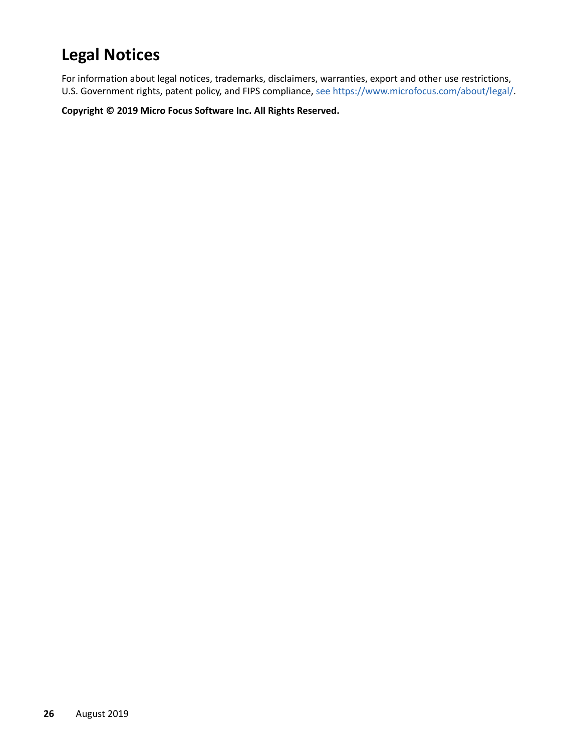# Legal Notices

For information about legal notices, trademarks, disclaimers, warranties, export and other use restrictions, U.S. Government rights, patent policy, and FIPS compliance, see https://www.microfocus.com/about/legal/.

**Copyright © 2019 Micro Focus Software Inc. All Rights Reserved.**